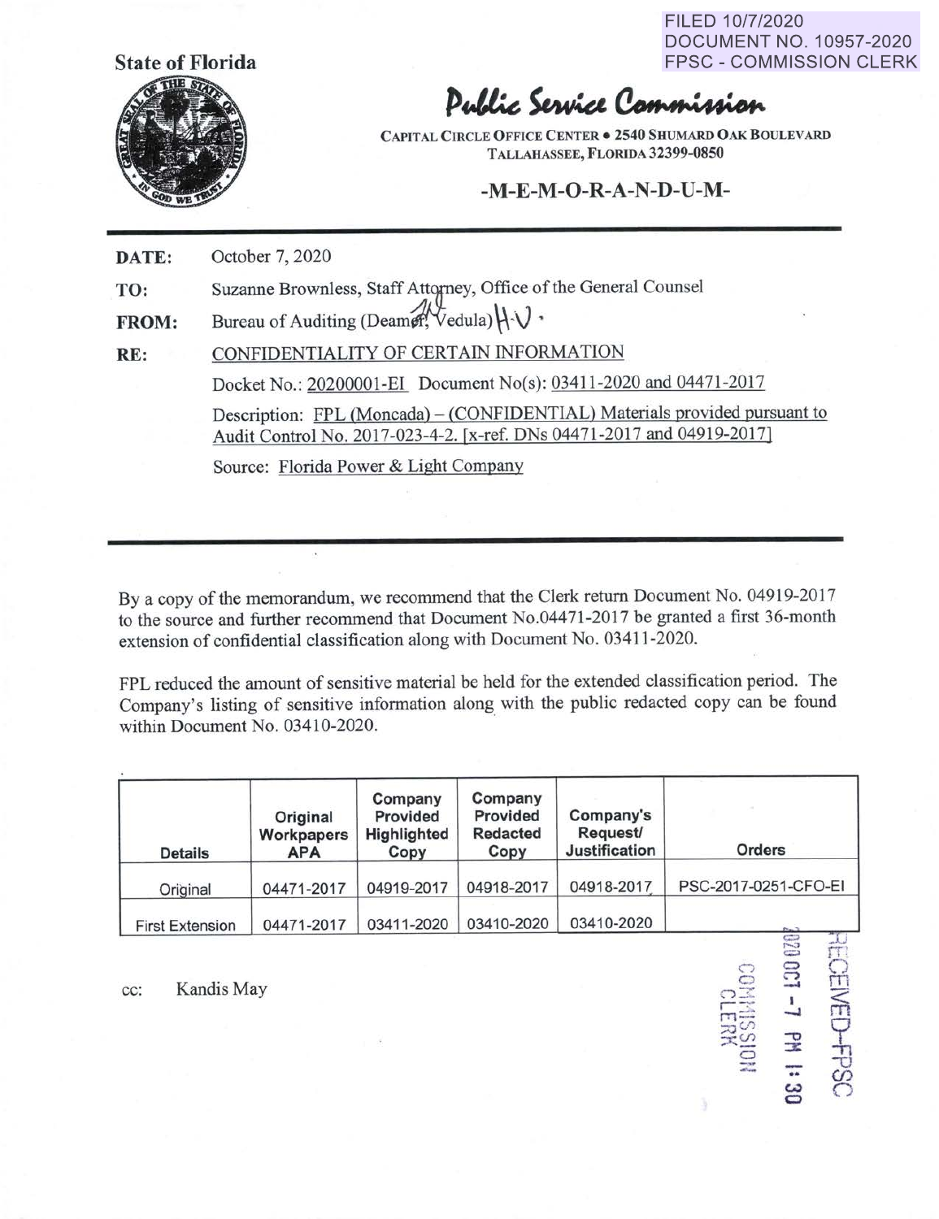FILED 10/7/2020
DOCUMENT NO. 10957-2020
FPSC - COMMISSION CLERK

State of Florida

# Public Service Commission

CAPITAL CIRCLE OFFICE CENTER • 2540 SHUMARD OAK BOULEVARD
TALLAHASSEE, FLORIDA 32399-0850

## -M-E-M-O-R-A-N-D-U-M-

**DATE:** October 7, 2020

**TO:** Suzanne Brownless, Staff Attorney, Office of the General Counsel

**FROM:** Bureau of Auditing (Deamer, Vedula) H.V.

**RE:** CONFIDENTIALITY OF CERTAIN INFORMATION

Docket No.: 20200001-EI Document No(s): 03411-2020 and 04471-2017

Description: FPL (Moncada) – (CONFIDENTIAL) Materials provided pursuant to Audit Control No. 2017-023-4-2. [x-ref. DNs 04471-2017 and 04919-2017]

Source: Florida Power & Light Company

---

By a copy of the memorandum, we recommend that the Clerk return Document No. 04919-2017 to the source and further recommend that Document No.04471-2017 be granted a first 36-month extension of confidential classification along with Document No. 03411-2020.

FPL reduced the amount of sensitive material be held for the extended classification period. The Company's listing of sensitive information along with the public redacted copy can be found within Document No. 03410-2020.

| Details | Original Workpapers APA | Company Provided Highlighted Copy | Company Provided Redacted Copy | Company's Request/ Justification | Orders |
|---|---|---|---|---|---|
| Original | 04471-2017 | 04919-2017 | 04918-2017 | 04918-2017 | PSC-2017-0251-CFO-EI |
| First Extension | 04471-2017 | 03411-2020 | 03410-2020 | 03410-2020 | |

cc: Kandis May

RECEIVED-FPSC
2020 OCT -7 PM 1:30
COMMISSION CLERK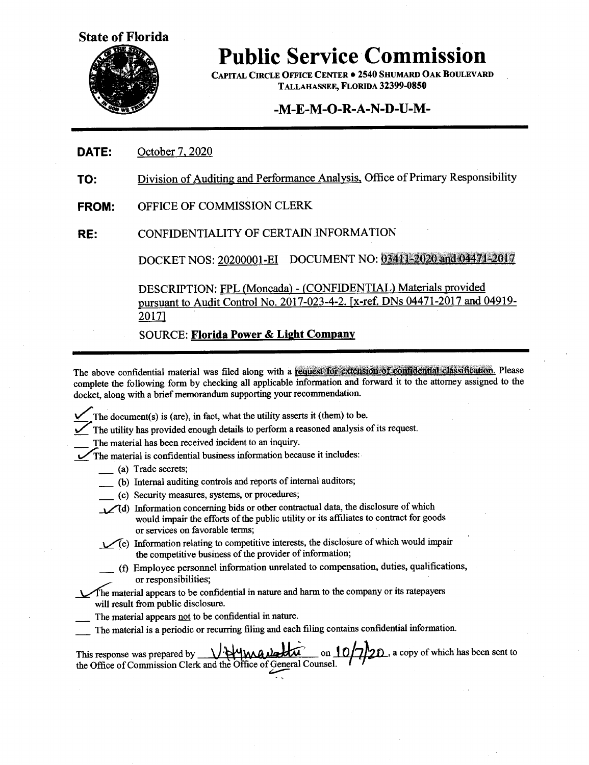**State of Florida**

# Public Service Commission

CAPITAL CIRCLE OFFICE CENTER • 2540 SHUMARD OAK BOULEVARD
TALLAHASSEE, FLORIDA 32399-0850

## -M-E-M-O-R-A-N-D-U-M-

**DATE:** October 7, 2020

**TO:** Division of Auditing and Performance Analysis, Office of Primary Responsibility

**FROM:** OFFICE OF COMMISSION CLERK

**RE:** CONFIDENTIALITY OF CERTAIN INFORMATION

DOCKET NOS: 20200001-EI DOCUMENT NO: 03411-2020 and 04471-2017

DESCRIPTION: FPL (Moncada) - (CONFIDENTIAL) Materials provided pursuant to Audit Control No. 2017-023-4-2. [x-ref. DNs 04471-2017 and 04919-2017]

SOURCE: **Florida Power & Light Company**

---

The above confidential material was filed along with a request for extension of confidential classification. Please complete the following form by checking all applicable information and forward it to the attorney assigned to the docket, along with a brief memorandum supporting your recommendation.

✓ The document(s) is (are), in fact, what the utility asserts it (them) to be.

✓ The utility has provided enough details to perform a reasoned analysis of its request.

___ The material has been received incident to an inquiry.

✓ The material is confidential business information because it includes:

- ___ (a) Trade secrets;
- ___ (b) Internal auditing controls and reports of internal auditors;
- ___ (c) Security measures, systems, or procedures;
- ✓ (d) Information concerning bids or other contractual data, the disclosure of which would impair the efforts of the public utility or its affiliates to contract for goods or services on favorable terms;
- ✓ (e) Information relating to competitive interests, the disclosure of which would impair the competitive business of the provider of information;
- ___ (f) Employee personnel information unrelated to compensation, duties, qualifications, or responsibilities;

✓ The material appears to be confidential in nature and harm to the company or its ratepayers will result from public disclosure.

___ The material appears not to be confidential in nature.

___ The material is a periodic or recurring filing and each filing contains confidential information.

This response was prepared by V. Hymavathi on 10/7/20, a copy of which has been sent to the Office of Commission Clerk and the Office of General Counsel.